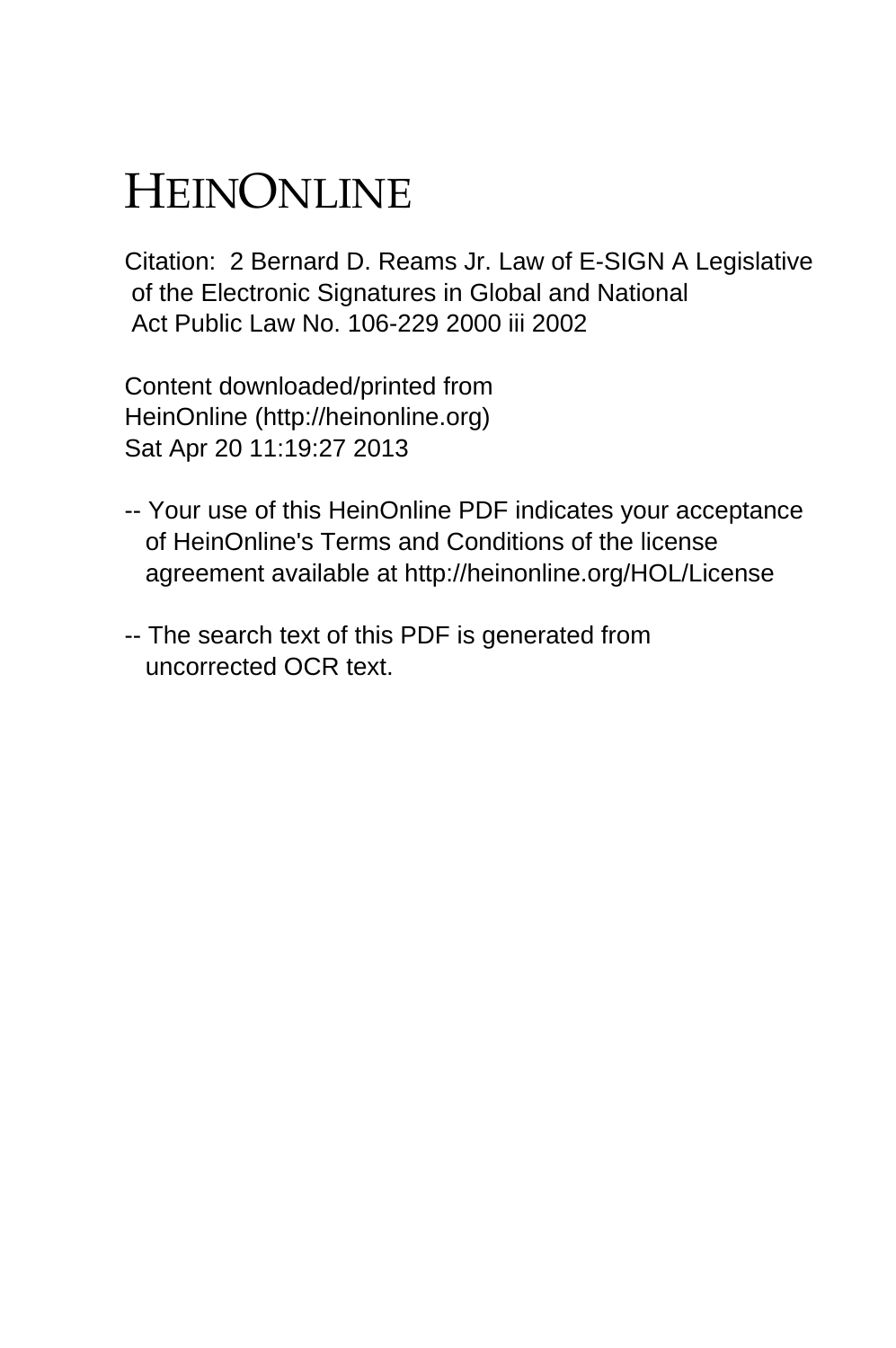# HEINONLINE

Citation: 2 Bernard D. Reams Jr. Law of E-SIGN A Legislative of the Electronic Signatures in Global and National Act Public Law No. 106-229 2000 iii 2002

Content downloaded/printed from HeinOnline (http://heinonline.org) Sat Apr 20 11:19:27 2013

- -- Your use of this HeinOnline PDF indicates your acceptance of HeinOnline's Terms and Conditions of the license agreement available at http://heinonline.org/HOL/License

- -- The search text of this PDF is generated from uncorrected OCR text.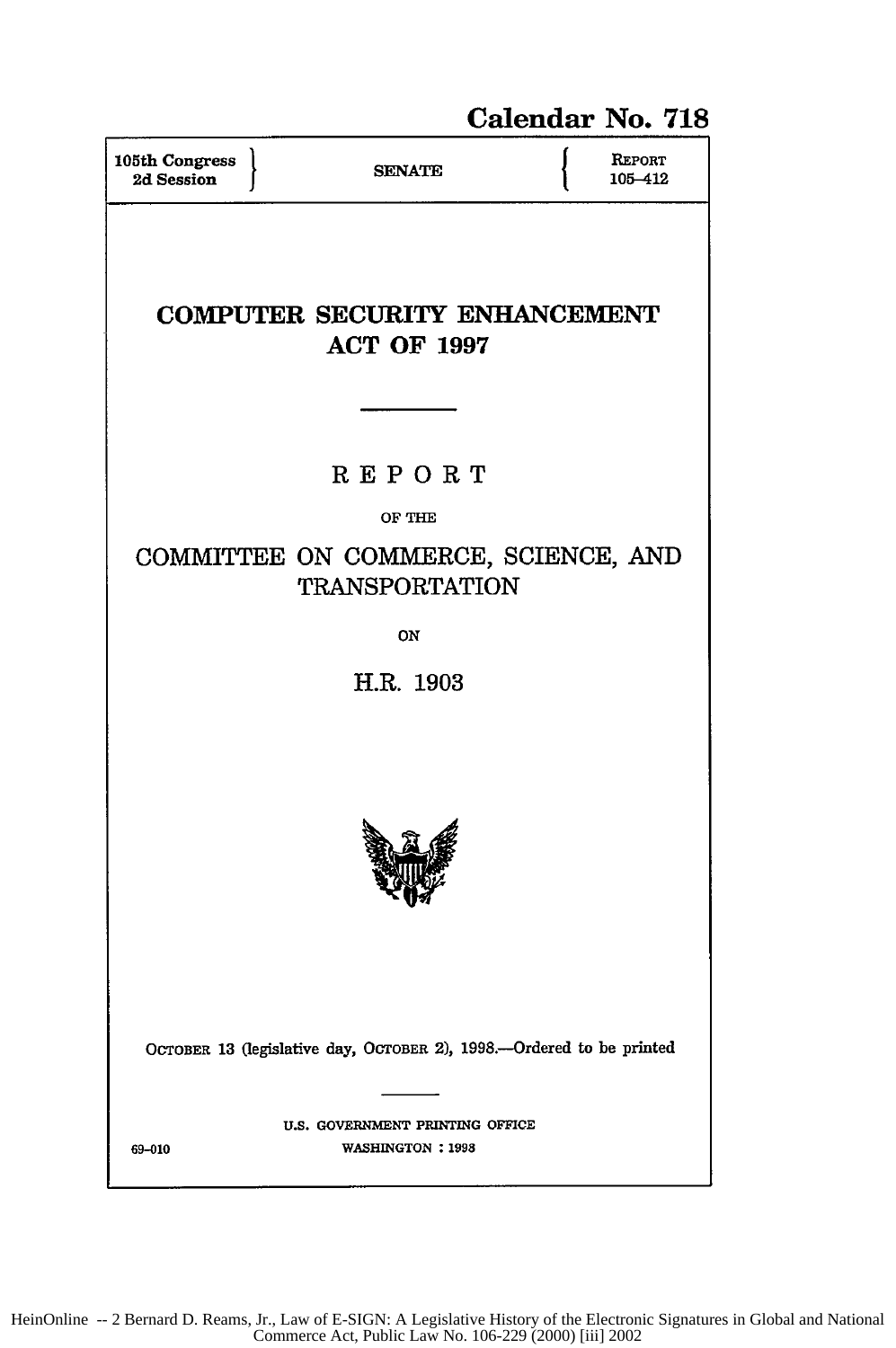**Calendar No. 718**

| 105th Congress 2d Session | SENATE | REPORT 105–412 |
|---|---|---|

# COMPUTER SECURITY ENHANCEMENT ACT OF 1997

## REPORT

OF THE

## COMMITTEE ON COMMERCE, SCIENCE, AND TRANSPORTATION

ON

## H.R. 1903

OCTOBER 13 (legislative day, OCTOBER 2), 1998.—Ordered to be printed

U.S. GOVERNMENT PRINTING OFFICE

69–010 WASHINGTON : 1998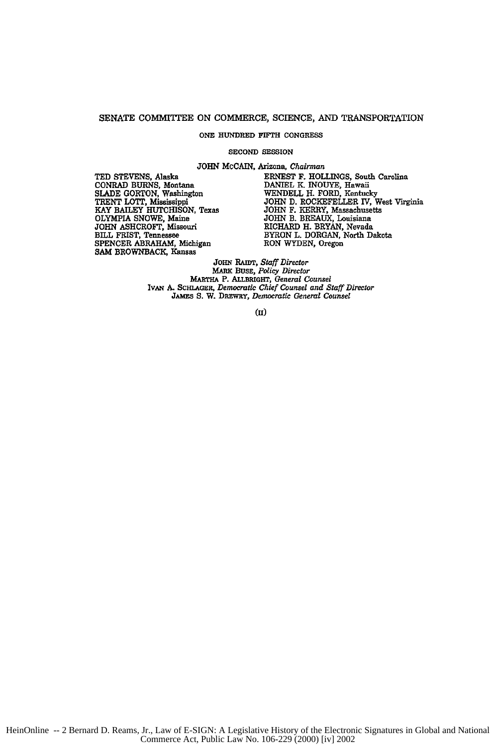SENATE COMMITTEE ON COMMERCE, SCIENCE, AND TRANSPORTATION

ONE HUNDRED FIFTH CONGRESS

SECOND SESSION

JOHN McCAIN, Arizona, *Chairman*

| | |
|---|---|
| TED STEVENS, Alaska | ERNEST F. HOLLINGS, South Carolina |
| CONRAD BURNS, Montana | DANIEL K. INOUYE, Hawaii |
| SLADE GORTON, Washington | WENDELL H. FORD, Kentucky |
| TRENT LOTT, Mississippi | JOHN D. ROCKEFELLER IV, West Virginia |
| KAY BAILEY HUTCHISON, Texas | JOHN F. KERRY, Massachusetts |
| OLYMPIA SNOWE, Maine | JOHN B. BREAUX, Louisiana |
| JOHN ASHCROFT, Missouri | RICHARD H. BRYAN, Nevada |
| BILL FRIST, Tennessee | BYRON L. DORGAN, North Dakota |
| SPENCER ABRAHAM, Michigan | RON WYDEN, Oregon |
| SAM BROWNBACK, Kansas | |

JOHN RAIDT, *Staff Director*
MARK BUSE, *Policy Director*
MARTHA P. ALLBRIGHT, *General Counsel*
IVAN A. SCHLAGER, *Democratic Chief Counsel and Staff Director*
JAMES S. W. DREWRY, *Democratic General Counsel*

(II)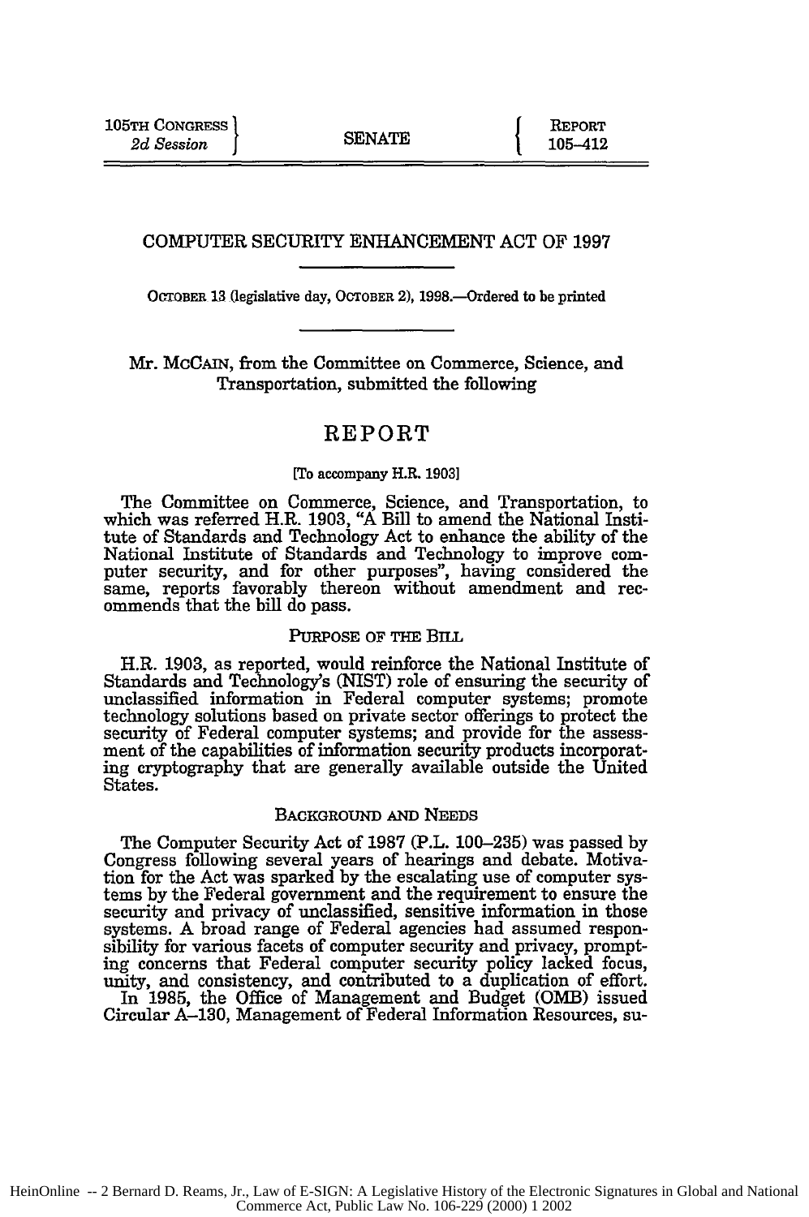105TH CONGRESS } SENATE { REPORT
*2d Session* } { 105–412

# COMPUTER SECURITY ENHANCEMENT ACT OF 1997

OCTOBER 13 (legislative day, OCTOBER 2), 1998.—Ordered to be printed

Mr. MCCAIN, from the Committee on Commerce, Science, and Transportation, submitted the following

## REPORT

[To accompany H.R. 1903]

The Committee on Commerce, Science, and Transportation, to which was referred H.R. 1903, "A Bill to amend the National Institute of Standards and Technology Act to enhance the ability of the National Institute of Standards and Technology to improve computer security, and for other purposes", having considered the same, reports favorably thereon without amendment and recommends that the bill do pass.

### PURPOSE OF THE BILL

H.R. 1903, as reported, would reinforce the National Institute of Standards and Technology's (NIST) role of ensuring the security of unclassified information in Federal computer systems; promote technology solutions based on private sector offerings to protect the security of Federal computer systems; and provide for the assessment of the capabilities of information security products incorporating cryptography that are generally available outside the United States.

### BACKGROUND AND NEEDS

The Computer Security Act of 1987 (P.L. 100–235) was passed by Congress following several years of hearings and debate. Motivation for the Act was sparked by the escalating use of computer systems by the Federal government and the requirement to ensure the security and privacy of unclassified, sensitive information in those systems. A broad range of Federal agencies had assumed responsibility for various facets of computer security and privacy, prompting concerns that Federal computer security policy lacked focus, unity, and consistency, and contributed to a duplication of effort.

In 1985, the Office of Management and Budget (OMB) issued Circular A–130, Management of Federal Information Resources, su-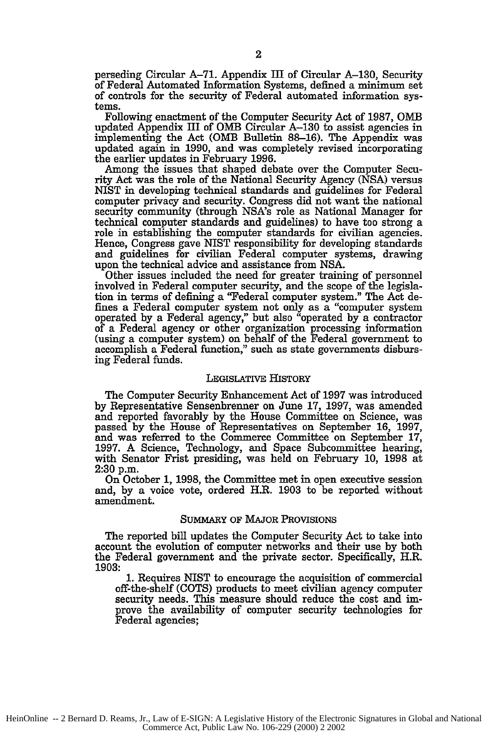perseding Circular A–71. Appendix III of Circular A–130, Security of Federal Automated Information Systems, defined a minimum set of controls for the security of Federal automated information systems.

Following enactment of the Computer Security Act of 1987, OMB updated Appendix III of OMB Circular A–130 to assist agencies in implementing the Act (OMB Bulletin 88–16). The Appendix was updated again in 1990, and was completely revised incorporating the earlier updates in February 1996.

Among the issues that shaped debate over the Computer Security Act was the role of the National Security Agency (NSA) versus NIST in developing technical standards and guidelines for Federal computer privacy and security. Congress did not want the national security community (through NSA's role as National Manager for technical computer standards and guidelines) to have too strong a role in establishing the computer standards for civilian agencies. Hence, Congress gave NIST responsibility for developing standards and guidelines for civilian Federal computer systems, drawing upon the technical advice and assistance from NSA.

Other issues included the need for greater training of personnel involved in Federal computer security, and the scope of the legislation in terms of defining a "Federal computer system." The Act defines a Federal computer system not only as a "computer system operated by a Federal agency," but also "operated by a contractor of a Federal agency or other organization processing information (using a computer system) on behalf of the Federal government to accomplish a Federal function," such as state governments disbursing Federal funds.

## LEGISLATIVE HISTORY

The Computer Security Enhancement Act of 1997 was introduced by Representative Sensenbrenner on June 17, 1997, was amended and reported favorably by the House Committee on Science, was passed by the House of Representatives on September 16, 1997, and was referred to the Commerce Committee on September 17, 1997. A Science, Technology, and Space Subcommittee hearing, with Senator Frist presiding, was held on February 10, 1998 at 2:30 p.m.

On October 1, 1998, the Committee met in open executive session and, by a voice vote, ordered H.R. 1903 to be reported without amendment.

## SUMMARY OF MAJOR PROVISIONS

The reported bill updates the Computer Security Act to take into account the evolution of computer networks and their use by both the Federal government and the private sector. Specifically, H.R. 1903:

1. Requires NIST to encourage the acquisition of commercial off-the-shelf (COTS) products to meet civilian agency computer security needs. This measure should reduce the cost and improve the availability of computer security technologies for Federal agencies;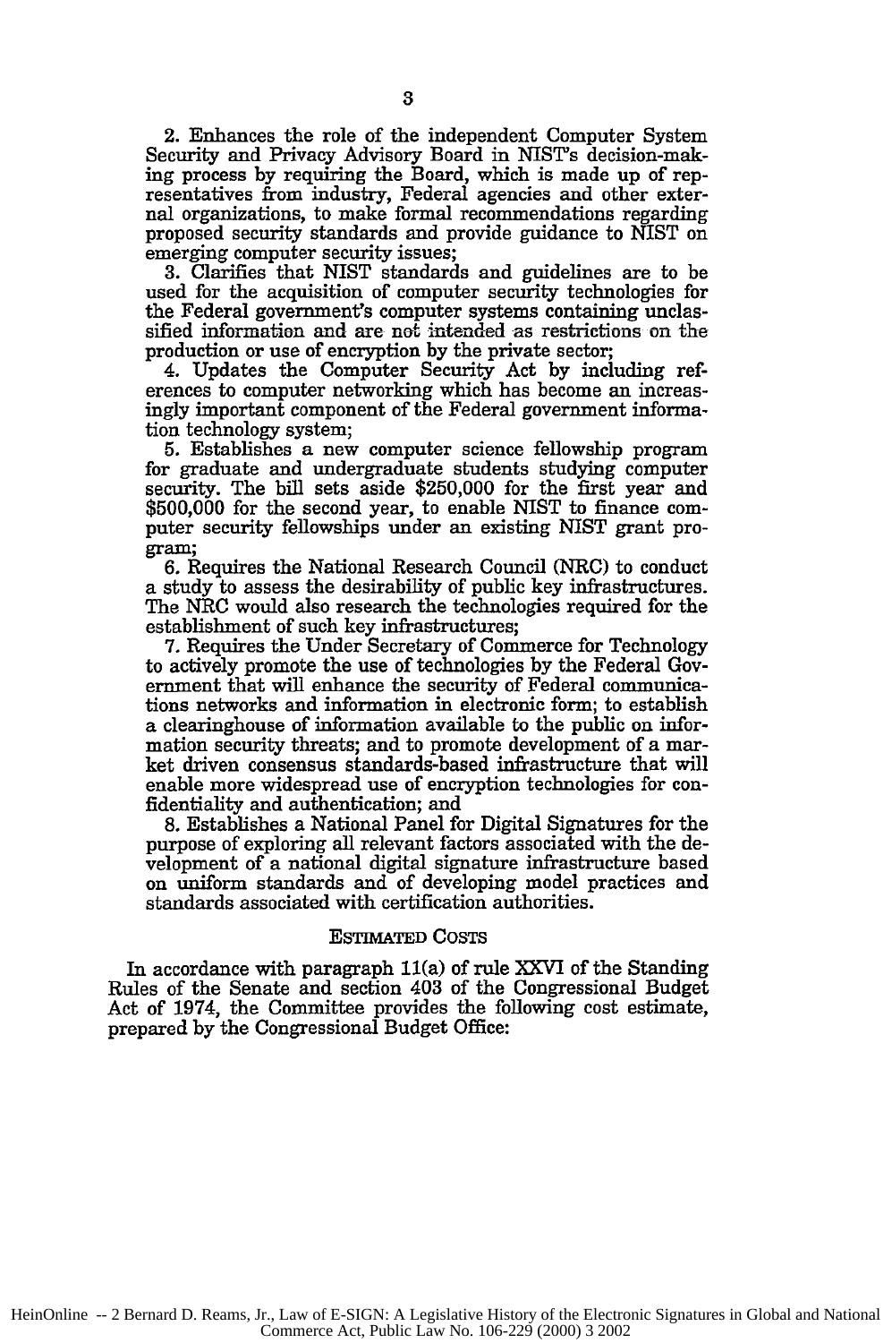2. Enhances the role of the independent Computer System Security and Privacy Advisory Board in NIST's decision-making process by requiring the Board, which is made up of representatives from industry, Federal agencies and other external organizations, to make formal recommendations regarding proposed security standards and provide guidance to NIST on emerging computer security issues;

3. Clarifies that NIST standards and guidelines are to be used for the acquisition of computer security technologies for the Federal government's computer systems containing unclassified information and are not intended as restrictions on the production or use of encryption by the private sector;

4. Updates the Computer Security Act by including references to computer networking which has become an increasingly important component of the Federal government information technology system;

5. Establishes a new computer science fellowship program for graduate and undergraduate students studying computer security. The bill sets aside $250,000 for the first year and $500,000 for the second year, to enable NIST to finance computer security fellowships under an existing NIST grant program;

6. Requires the National Research Council (NRC) to conduct a study to assess the desirability of public key infrastructures. The NRC would also research the technologies required for the establishment of such key infrastructures;

7. Requires the Under Secretary of Commerce for Technology to actively promote the use of technologies by the Federal Government that will enhance the security of Federal communications networks and information in electronic form; to establish a clearinghouse of information available to the public on information security threats; and to promote development of a market driven consensus standards-based infrastructure that will enable more widespread use of encryption technologies for confidentiality and authentication; and

8. Establishes a National Panel for Digital Signatures for the purpose of exploring all relevant factors associated with the development of a national digital signature infrastructure based on uniform standards and of developing model practices and standards associated with certification authorities.

## ESTIMATED COSTS

In accordance with paragraph 11(a) of rule XXVI of the Standing Rules of the Senate and section 403 of the Congressional Budget Act of 1974, the Committee provides the following cost estimate, prepared by the Congressional Budget Office: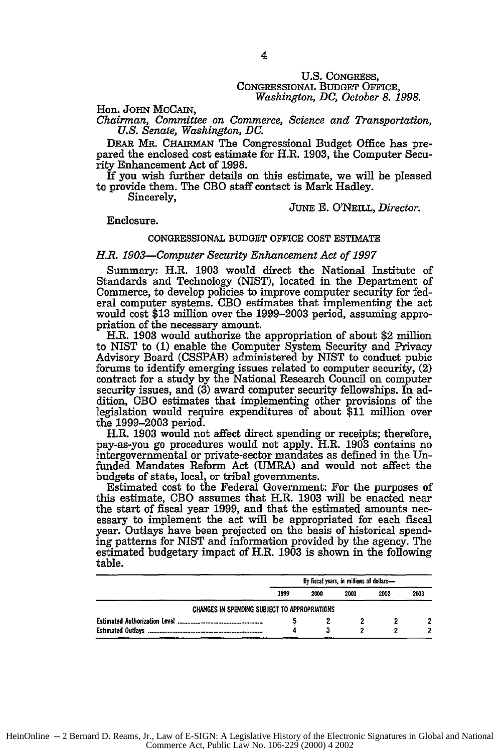U.S. CONGRESS,
CONGRESSIONAL BUDGET OFFICE,
*Washington, DC, October 8. 1998.*

Hon. JOHN MCCAIN,
*Chairman, Committee on Commerce, Science and Transportation, U.S. Senate, Washington, DC.*

DEAR MR. CHAIRMAN The Congressional Budget Office has prepared the enclosed cost estimate for H.R. 1903, the Computer Security Enhancement Act of 1998.

If you wish further details on this estimate, we will be pleased to provide them. The CBO staff contact is Mark Hadley.

Sincerely,

JUNE E. O'NEILL, *Director.*

Enclosure.

CONGRESSIONAL BUDGET OFFICE COST ESTIMATE

*H.R. 1903—Computer Security Enhancement Act of 1997*

Summary: H.R. 1903 would direct the National Institute of Standards and Technology (NIST), located in the Department of Commerce, to develop policies to improve computer security for federal computer systems. CBO estimates that implementing the act would cost $13 million over the 1999–2003 period, assuming appropriation of the necessary amount.

H.R. 1903 would authorize the appropriation of about $2 million to NIST to (1) enable the Computer System Security and Privacy Advisory Board (CSSPAB) administered by NIST to conduct pubic forums to identify emerging issues related to computer security, (2) contract for a study by the National Research Council on computer security issues, and (3) award computer security fellowships. In addition, CBO estimates that implementing other provisions of the legislation would require expenditures of about $11 million over the 1999–2003 period.

H.R. 1903 would not affect direct spending or receipts; therefore, pay-as-you go procedures would not apply. H.R. 1903 contains no intergovernmental or private-sector mandates as defined in the Unfunded Mandates Reform Act (UMRA) and would not affect the budgets of state, local, or tribal governments.

Estimated cost to the Federal Government: For the purposes of this estimate, CBO assumes that H.R. 1903 will be enacted near the start of fiscal year 1999, and that the estimated amounts necessary to implement the act will be appropriated for each fiscal year. Outlays have been projected on the basis of historical spending patterns for NIST and information provided by the agency. The estimated budgetary impact of H.R. 1903 is shown in the following table.

| | By fiscal years, in millions of dollars— | | | | |
|---|---|---|---|---|---|
| | 1999 | 2000 | 2001 | 2002 | 2003 |
| CHANGES IN SPENDING SUBJECT TO APPROPRIATIONS | | | | | |
| Estimated Authorization Level | 5 | 2 | 2 | 2 | 2 |
| Estimated Outlays | 4 | 3 | 2 | 2 | 2 |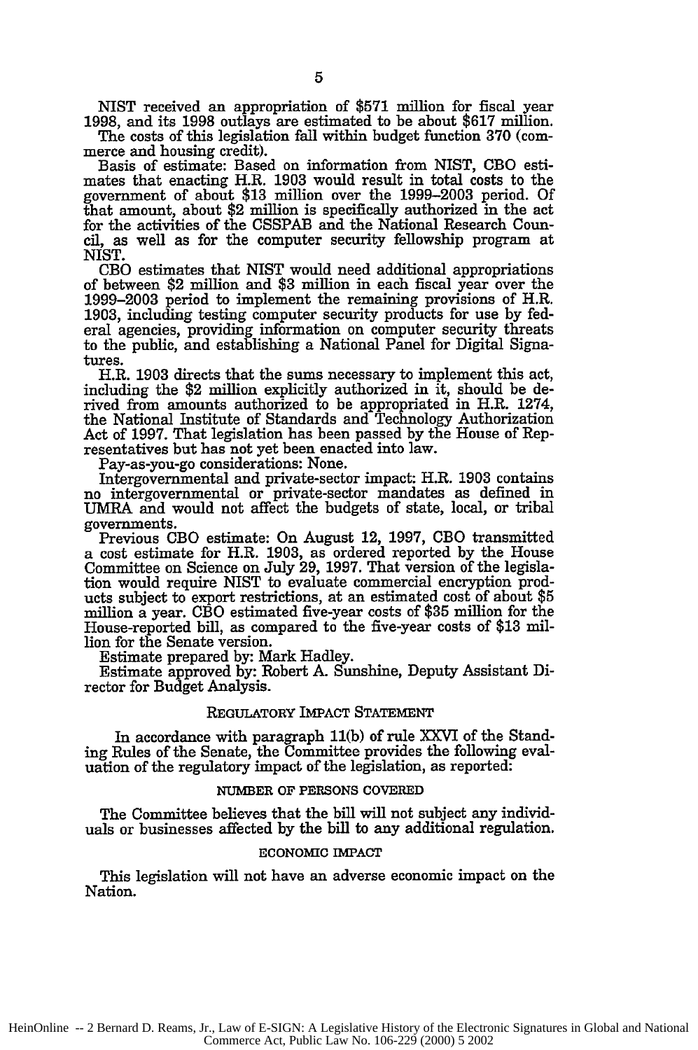NIST received an appropriation of $571 million for fiscal year 1998, and its 1998 outlays are estimated to be about $617 million.

The costs of this legislation fall within budget function 370 (commerce and housing credit).

Basis of estimate: Based on information from NIST, CBO estimates that enacting H.R. 1903 would result in total costs to the government of about $13 million over the 1999–2003 period. Of that amount, about $2 million is specifically authorized in the act for the activities of the CSSPAB and the National Research Council, as well as for the computer security fellowship program at NIST.

CBO estimates that NIST would need additional appropriations of between $2 million and $3 million in each fiscal year over the 1999–2003 period to implement the remaining provisions of H.R. 1903, including testing computer security products for use by federal agencies, providing information on computer security threats to the public, and establishing a National Panel for Digital Signatures.

H.R. 1903 directs that the sums necessary to implement this act, including the $2 million explicitly authorized in it, should be derived from amounts authorized to be appropriated in H.R. 1274, the National Institute of Standards and Technology Authorization Act of 1997. That legislation has been passed by the House of Representatives but has not yet been enacted into law.

Pay-as-you-go considerations: None.

Intergovernmental and private-sector impact: H.R. 1903 contains no intergovernmental or private-sector mandates as defined in UMRA and would not affect the budgets of state, local, or tribal governments.

Previous CBO estimate: On August 12, 1997, CBO transmitted a cost estimate for H.R. 1903, as ordered reported by the House Committee on Science on July 29, 1997. That version of the legislation would require NIST to evaluate commercial encryption products subject to export restrictions, at an estimated cost of about $5 million a year. CBO estimated five-year costs of $35 million for the House-reported bill, as compared to the five-year costs of $13 million for the Senate version.

Estimate prepared by: Mark Hadley.

Estimate approved by: Robert A. Sunshine, Deputy Assistant Director for Budget Analysis.

## REGULATORY IMPACT STATEMENT

In accordance with paragraph 11(b) of rule XXVI of the Standing Rules of the Senate, the Committee provides the following evaluation of the regulatory impact of the legislation, as reported:

### NUMBER OF PERSONS COVERED

The Committee believes that the bill will not subject any individuals or businesses affected by the bill to any additional regulation.

### ECONOMIC IMPACT

This legislation will not have an adverse economic impact on the Nation.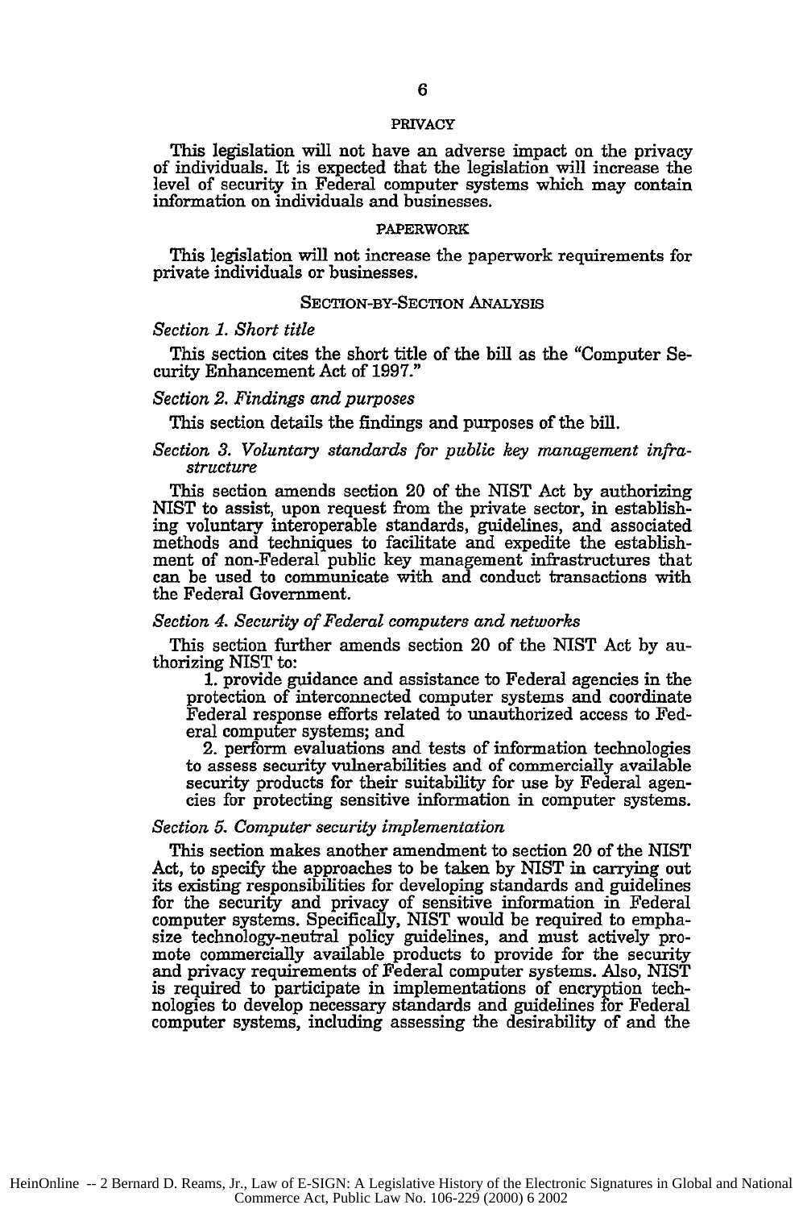## PRIVACY

This legislation will not have an adverse impact on the privacy of individuals. It is expected that the legislation will increase the level of security in Federal computer systems which may contain information on individuals and businesses.

## PAPERWORK

This legislation will not increase the paperwork requirements for private individuals or businesses.

## SECTION-BY-SECTION ANALYSIS

### *Section 1. Short title*

This section cites the short title of the bill as the "Computer Security Enhancement Act of 1997."

### *Section 2. Findings and purposes*

This section details the findings and purposes of the bill.

### *Section 3. Voluntary standards for public key management infrastructure*

This section amends section 20 of the NIST Act by authorizing NIST to assist, upon request from the private sector, in establishing voluntary interoperable standards, guidelines, and associated methods and techniques to facilitate and expedite the establishment of non-Federal public key management infrastructures that can be used to communicate with and conduct transactions with the Federal Government.

### *Section 4. Security of Federal computers and networks*

This section further amends section 20 of the NIST Act by authorizing NIST to:

1. provide guidance and assistance to Federal agencies in the protection of interconnected computer systems and coordinate Federal response efforts related to unauthorized access to Federal computer systems; and
2. perform evaluations and tests of information technologies to assess security vulnerabilities and of commercially available security products for their suitability for use by Federal agencies for protecting sensitive information in computer systems.

### *Section 5. Computer security implementation*

This section makes another amendment to section 20 of the NIST Act, to specify the approaches to be taken by NIST in carrying out its existing responsibilities for developing standards and guidelines for the security and privacy of sensitive information in Federal computer systems. Specifically, NIST would be required to emphasize technology-neutral policy guidelines, and must actively promote commercially available products to provide for the security and privacy requirements of Federal computer systems. Also, NIST is required to participate in implementations of encryption technologies to develop necessary standards and guidelines for Federal computer systems, including assessing the desirability of and the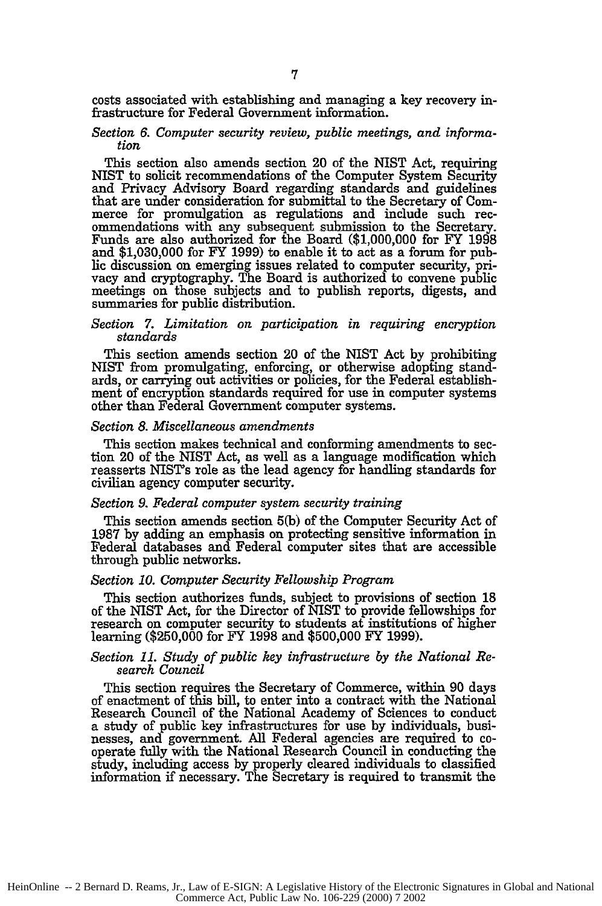costs associated with establishing and managing a key recovery infrastructure for Federal Government information.

*Section 6. Computer security review, public meetings, and information*

This section also amends section 20 of the NIST Act, requiring NIST to solicit recommendations of the Computer System Security and Privacy Advisory Board regarding standards and guidelines that are under consideration for submittal to the Secretary of Commerce for promulgation as regulations and include such recommendations with any subsequent submission to the Secretary. Funds are also authorized for the Board ($1,000,000 for FY 1998 and $1,030,000 for FY 1999) to enable it to act as a forum for public discussion on emerging issues related to computer security, privacy and cryptography. The Board is authorized to convene public meetings on those subjects and to publish reports, digests, and summaries for public distribution.

*Section 7. Limitation on participation in requiring encryption standards*

This section amends section 20 of the NIST Act by prohibiting NIST from promulgating, enforcing, or otherwise adopting standards, or carrying out activities or policies, for the Federal establishment of encryption standards required for use in computer systems other than Federal Government computer systems.

*Section 8. Miscellaneous amendments*

This section makes technical and conforming amendments to section 20 of the NIST Act, as well as a language modification which reasserts NIST's role as the lead agency for handling standards for civilian agency computer security.

*Section 9. Federal computer system security training*

This section amends section 5(b) of the Computer Security Act of 1987 by adding an emphasis on protecting sensitive information in Federal databases and Federal computer sites that are accessible through public networks.

*Section 10. Computer Security Fellowship Program*

This section authorizes funds, subject to provisions of section 18 of the NIST Act, for the Director of NIST to provide fellowships for research on computer security to students at institutions of higher learning ($250,000 for FY 1998 and $500,000 FY 1999).

*Section 11. Study of public key infrastructure by the National Research Council*

This section requires the Secretary of Commerce, within 90 days of enactment of this bill, to enter into a contract with the National Research Council of the National Academy of Sciences to conduct a study of public key infrastructures for use by individuals, businesses, and government. All Federal agencies are required to cooperate fully with the National Research Council in conducting the study, including access by properly cleared individuals to classified information if necessary. The Secretary is required to transmit the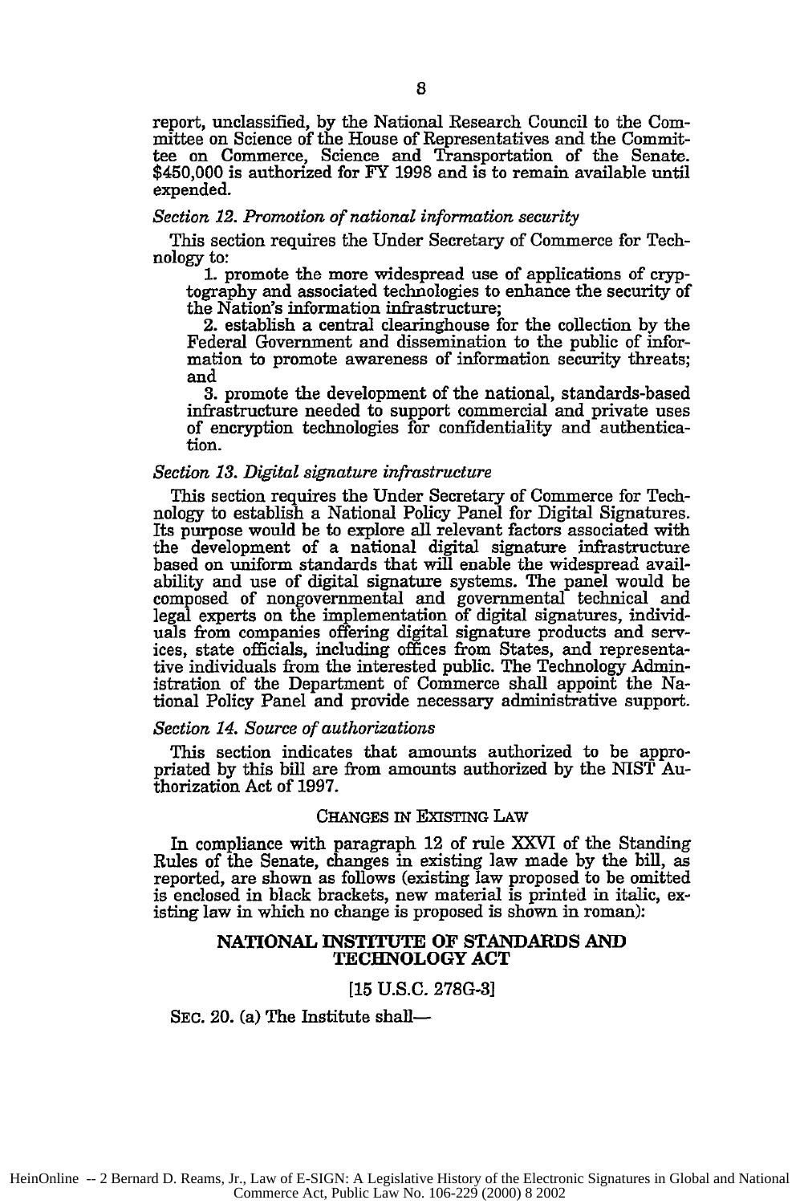report, unclassified, by the National Research Council to the Committee on Science of the House of Representatives and the Committee on Commerce, Science and Transportation of the Senate. $450,000 is authorized for FY 1998 and is to remain available until expended.

*Section 12. Promotion of national information security*

This section requires the Under Secretary of Commerce for Technology to:

1. promote the more widespread use of applications of cryptography and associated technologies to enhance the security of the Nation's information infrastructure;
2. establish a central clearinghouse for the collection by the Federal Government and dissemination to the public of information to promote awareness of information security threats; and
3. promote the development of the national, standards-based infrastructure needed to support commercial and private uses of encryption technologies for confidentiality and authentication.

*Section 13. Digital signature infrastructure*

This section requires the Under Secretary of Commerce for Technology to establish a National Policy Panel for Digital Signatures. Its purpose would be to explore all relevant factors associated with the development of a national digital signature infrastructure based on uniform standards that will enable the widespread availability and use of digital signature systems. The panel would be composed of nongovernmental and governmental technical and legal experts on the implementation of digital signatures, individuals from companies offering digital signature products and services, state officials, including offices from States, and representative individuals from the interested public. The Technology Administration of the Department of Commerce shall appoint the National Policy Panel and provide necessary administrative support.

*Section 14. Source of authorizations*

This section indicates that amounts authorized to be appropriated by this bill are from amounts authorized by the NIST Authorization Act of 1997.

## CHANGES IN EXISTING LAW

In compliance with paragraph 12 of rule XXVI of the Standing Rules of the Senate, changes in existing law made by the bill, as reported, are shown as follows (existing law proposed to be omitted is enclosed in black brackets, new material is printed in italic, existing law in which no change is proposed is shown in roman):

### NATIONAL INSTITUTE OF STANDARDS AND TECHNOLOGY ACT

[15 U.S.C. 278G-3]

SEC. 20. (a) The Institute shall—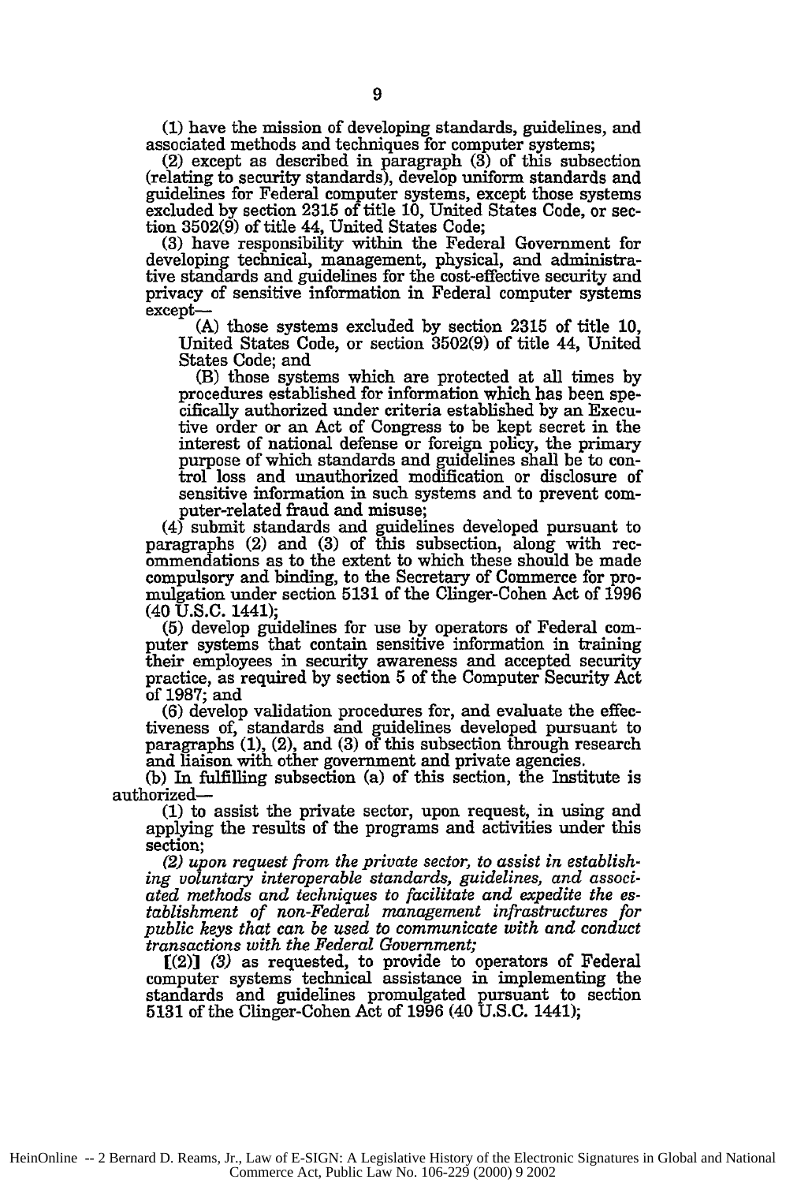(1) have the mission of developing standards, guidelines, and associated methods and techniques for computer systems;

(2) except as described in paragraph (3) of this subsection (relating to security standards), develop uniform standards and guidelines for Federal computer systems, except those systems excluded by section 2315 of title 10, United States Code, or section 3502(9) of title 44, United States Code;

(3) have responsibility within the Federal Government for developing technical, management, physical, and administrative standards and guidelines for the cost-effective security and privacy of sensitive information in Federal computer systems except—

(A) those systems excluded by section 2315 of title 10, United States Code, or section 3502(9) of title 44, United States Code; and

(B) those systems which are protected at all times by procedures established for information which has been specifically authorized under criteria established by an Executive order or an Act of Congress to be kept secret in the interest of national defense or foreign policy, the primary purpose of which standards and guidelines shall be to control loss and unauthorized modification or disclosure of sensitive information in such systems and to prevent computer-related fraud and misuse;

(4) submit standards and guidelines developed pursuant to paragraphs (2) and (3) of this subsection, along with recommendations as to the extent to which these should be made compulsory and binding, to the Secretary of Commerce for promulgation under section 5131 of the Clinger-Cohen Act of 1996 (40 U.S.C. 1441);

(5) develop guidelines for use by operators of Federal computer systems that contain sensitive information in training their employees in security awareness and accepted security practice, as required by section 5 of the Computer Security Act of 1987; and

(6) develop validation procedures for, and evaluate the effectiveness of, standards and guidelines developed pursuant to paragraphs (1), (2), and (3) of this subsection through research and liaison with other government and private agencies.

(b) In fulfilling subsection (a) of this section, the Institute is authorized—

(1) to assist the private sector, upon request, in using and applying the results of the programs and activities under this section;

*(2) upon request from the private sector, to assist in establishing voluntary interoperable standards, guidelines, and associated methods and techniques to facilitate and expedite the establishment of non-Federal management infrastructures for public keys that can be used to communicate with and conduct transactions with the Federal Government;*

[(2)] *(3)* as requested, to provide to operators of Federal computer systems technical assistance in implementing the standards and guidelines promulgated pursuant to section 5131 of the Clinger-Cohen Act of 1996 (40 U.S.C. 1441);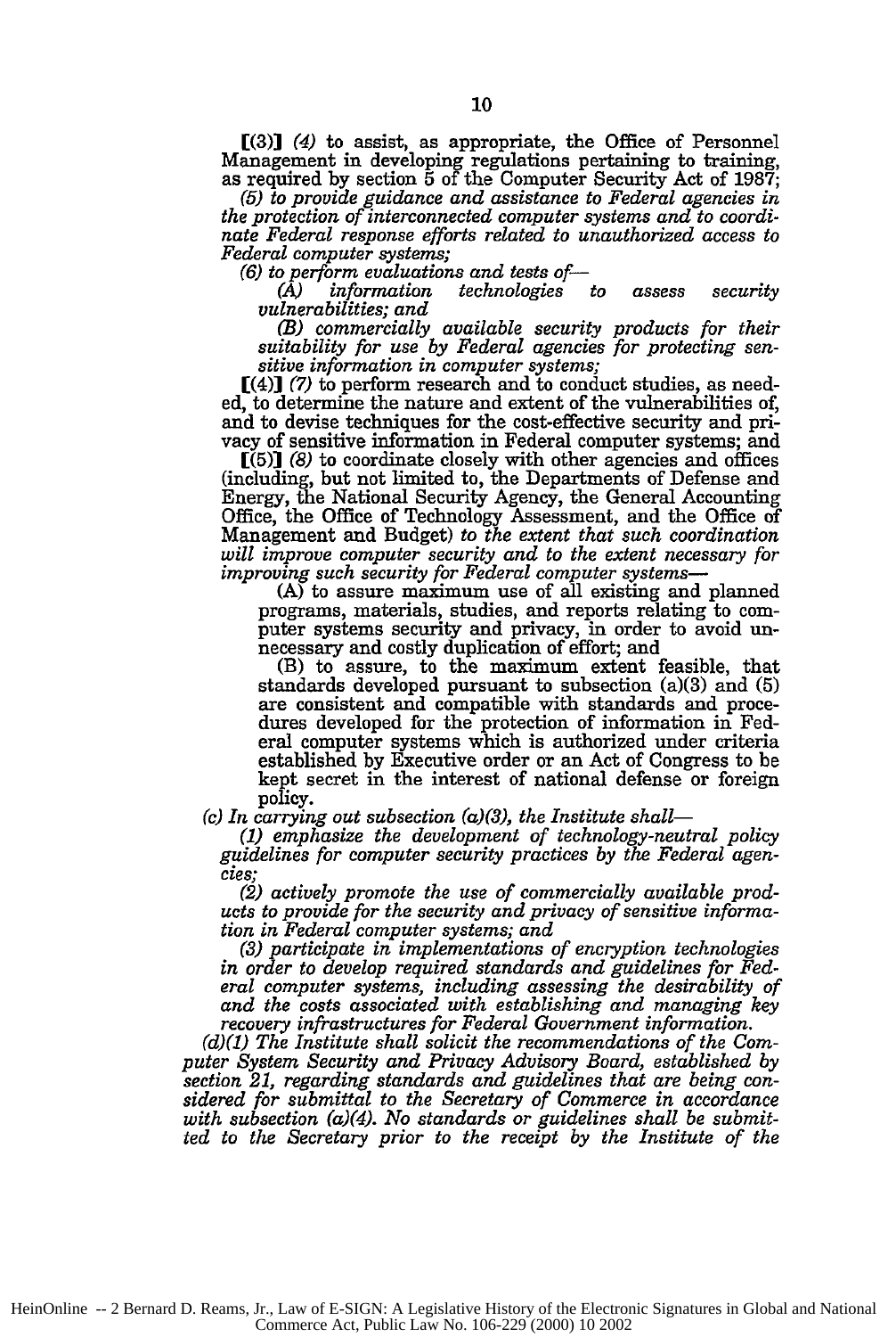[(3)] *(4)* to assist, as appropriate, the Office of Personnel Management in developing regulations pertaining to training, as required by section 5 of the Computer Security Act of 1987;

*(5) to provide guidance and assistance to Federal agencies in the protection of interconnected computer systems and to coordinate Federal response efforts related to unauthorized access to Federal computer systems;*

*(6) to perform evaluations and tests of—*

*(A) information technologies to assess security vulnerabilities; and*

*(B) commercially available security products for their suitability for use by Federal agencies for protecting sensitive information in computer systems;*

[(4)] *(7)* to perform research and to conduct studies, as needed, to determine the nature and extent of the vulnerabilities of, and to devise techniques for the cost-effective security and privacy of sensitive information in Federal computer systems; and

[(5)] *(8)* to coordinate closely with other agencies and offices (including, but not limited to, the Departments of Defense and Energy, the National Security Agency, the General Accounting Office, the Office of Technology Assessment, and the Office of Management and Budget) *to the extent that such coordination will improve computer security and to the extent necessary for improving such security for Federal computer systems*—

(A) to assure maximum use of all existing and planned programs, materials, studies, and reports relating to computer systems security and privacy, in order to avoid unnecessary and costly duplication of effort; and

(B) to assure, to the maximum extent feasible, that standards developed pursuant to subsection (a)(3) and (5) are consistent and compatible with standards and procedures developed for the protection of information in Federal computer systems which is authorized under criteria established by Executive order or an Act of Congress to be kept secret in the interest of national defense or foreign policy.

*(c) In carrying out subsection (a)(3), the Institute shall—*

*(1) emphasize the development of technology-neutral policy guidelines for computer security practices by the Federal agencies;*

*(2) actively promote the use of commercially available products to provide for the security and privacy of sensitive information in Federal computer systems; and*

*(3) participate in implementations of encryption technologies in order to develop required standards and guidelines for Federal computer systems, including assessing the desirability of and the costs associated with establishing and managing key recovery infrastructures for Federal Government information.*

*(d)(1) The Institute shall solicit the recommendations of the Computer System Security and Privacy Advisory Board, established by section 21, regarding standards and guidelines that are being considered for submittal to the Secretary of Commerce in accordance with subsection (a)(4). No standards or guidelines shall be submitted to the Secretary prior to the receipt by the Institute of the*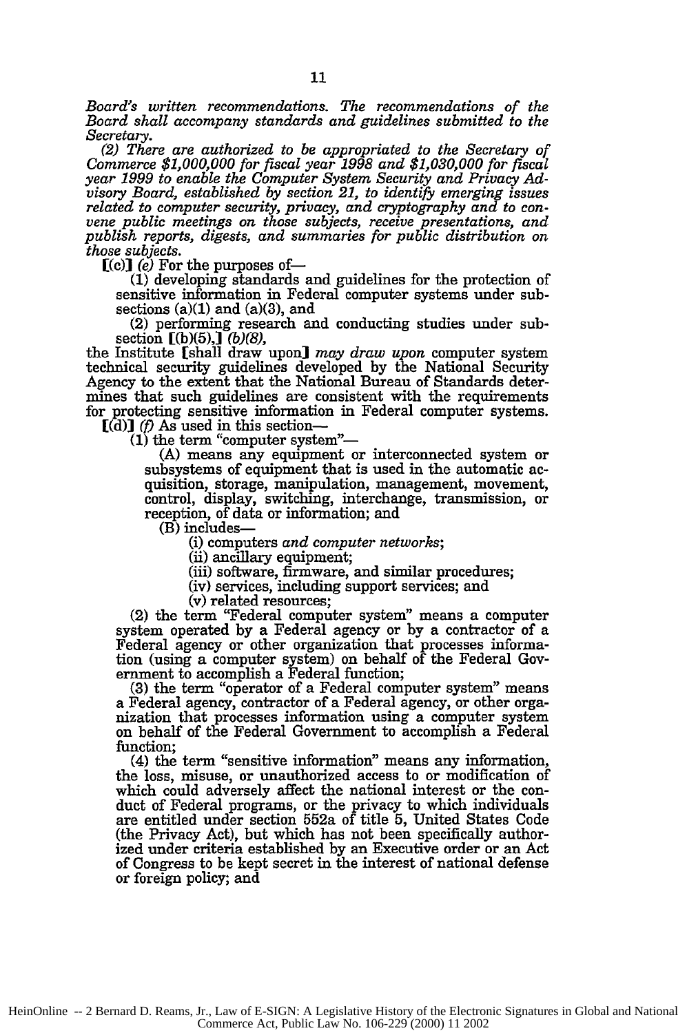*Board's written recommendations. The recommendations of the Board shall accompany standards and guidelines submitted to the Secretary.*

*(2) There are authorized to be appropriated to the Secretary of Commerce $1,000,000 for fiscal year 1998 and $1,030,000 for fiscal year 1999 to enable the Computer System Security and Privacy Advisory Board, established by section 21, to identify emerging issues related to computer security, privacy, and cryptography and to convene public meetings on those subjects, receive presentations, and publish reports, digests, and summaries for public distribution on those subjects.*

[(c)] *(e)* For the purposes of—

(1) developing standards and guidelines for the protection of sensitive information in Federal computer systems under subsections (a)(1) and (a)(3), and

(2) performing research and conducting studies under subsection [(b)(5),] *(b)(8),*

the Institute [shall draw upon] *may draw upon* computer system technical security guidelines developed by the National Security Agency to the extent that the National Bureau of Standards determines that such guidelines are consistent with the requirements for protecting sensitive information in Federal computer systems.

[(d)] *(f)* As used in this section—

(1) the term "computer system"—

(A) means any equipment or interconnected system or subsystems of equipment that is used in the automatic acquisition, storage, manipulation, management, movement, control, display, switching, interchange, transmission, or reception, of data or information; and

(B) includes—

(i) computers *and computer networks*;

(ii) ancillary equipment;

(iii) software, firmware, and similar procedures;

(iv) services, including support services; and

(v) related resources;

(2) the term "Federal computer system" means a computer system operated by a Federal agency or by a contractor of a Federal agency or other organization that processes information (using a computer system) on behalf of the Federal Government to accomplish a Federal function;

(3) the term "operator of a Federal computer system" means a Federal agency, contractor of a Federal agency, or other organization that processes information using a computer system on behalf of the Federal Government to accomplish a Federal function;

(4) the term "sensitive information" means any information, the loss, misuse, or unauthorized access to or modification of which could adversely affect the national interest or the conduct of Federal programs, or the privacy to which individuals are entitled under section 552a of title 5, United States Code (the Privacy Act), but which has not been specifically authorized under criteria established by an Executive order or an Act of Congress to be kept secret in the interest of national defense or foreign policy; and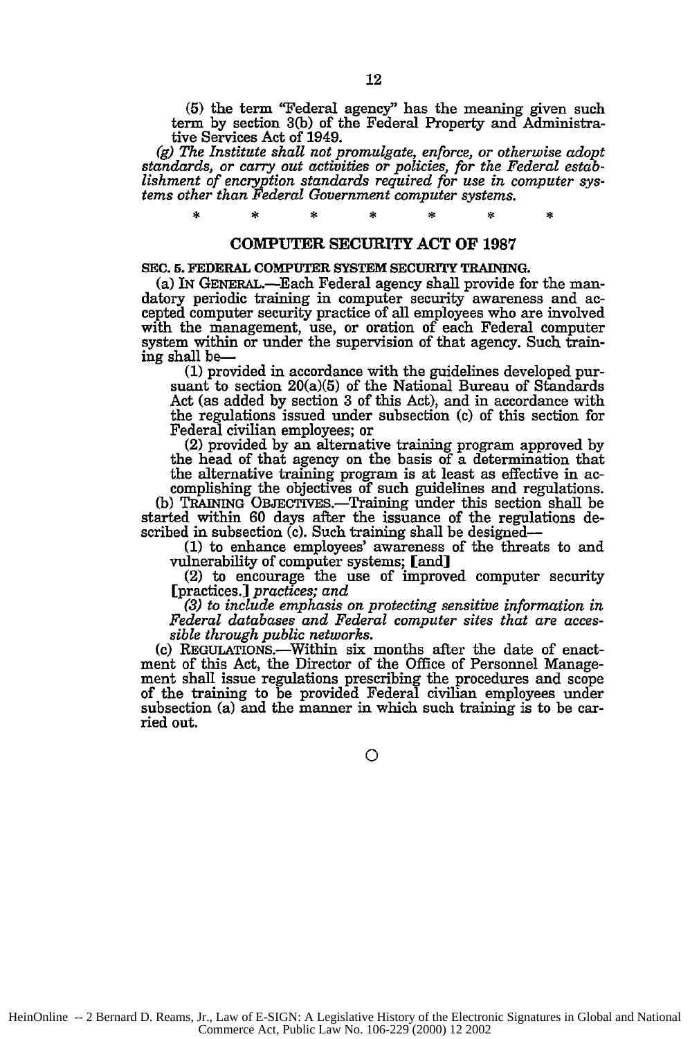(5) the term "Federal agency" has the meaning given such term by section 3(b) of the Federal Property and Administrative Services Act of 1949.

*(g) The Institute shall not promulgate, enforce, or otherwise adopt standards, or carry out activities or policies, for the Federal establishment of encryption standards required for use in computer systems other than Federal Government computer systems.*

\* \* \* \* \* \* \*

## COMPUTER SECURITY ACT OF 1987

**SEC. 5. FEDERAL COMPUTER SYSTEM SECURITY TRAINING.**

(a) IN GENERAL.—Each Federal agency shall provide for the mandatory periodic training in computer security awareness and accepted computer security practice of all employees who are involved with the management, use, or oration of each Federal computer system within or under the supervision of that agency. Such training shall be—

(1) provided in accordance with the guidelines developed pursuant to section 20(a)(5) of the National Bureau of Standards Act (as added by section 3 of this Act), and in accordance with the regulations issued under subsection (c) of this section for Federal civilian employees; or

(2) provided by an alternative training program approved by the head of that agency on the basis of a determination that the alternative training program is at least as effective in accomplishing the objectives of such guidelines and regulations.

(b) TRAINING OBJECTIVES.—Training under this section shall be started within 60 days after the issuance of the regulations described in subsection (c). Such training shall be designed—

(1) to enhance employees' awareness of the threats to and vulnerability of computer systems; [and]

(2) to encourage the use of improved computer security [practices.] *practices; and*

*(3) to include emphasis on protecting sensitive information in Federal databases and Federal computer sites that are accessible through public networks.*

(c) REGULATIONS.—Within six months after the date of enactment of this Act, the Director of the Office of Personnel Management shall issue regulations prescribing the procedures and scope of the training to be provided Federal civilian employees under subsection (a) and the manner in which such training is to be carried out.

○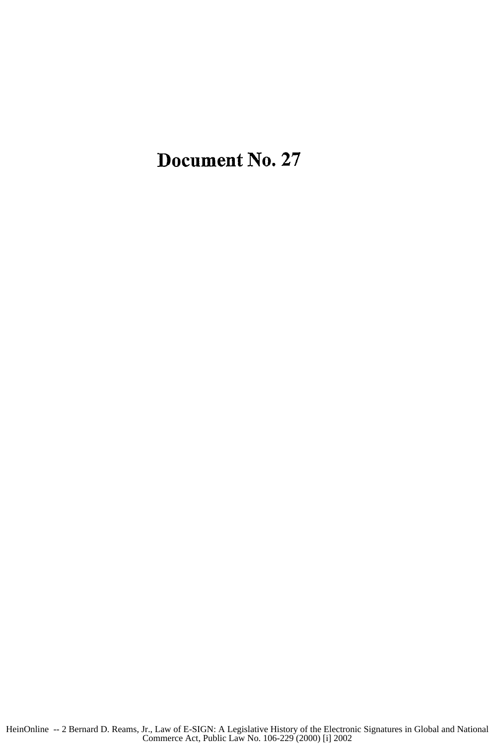# Document No. 27